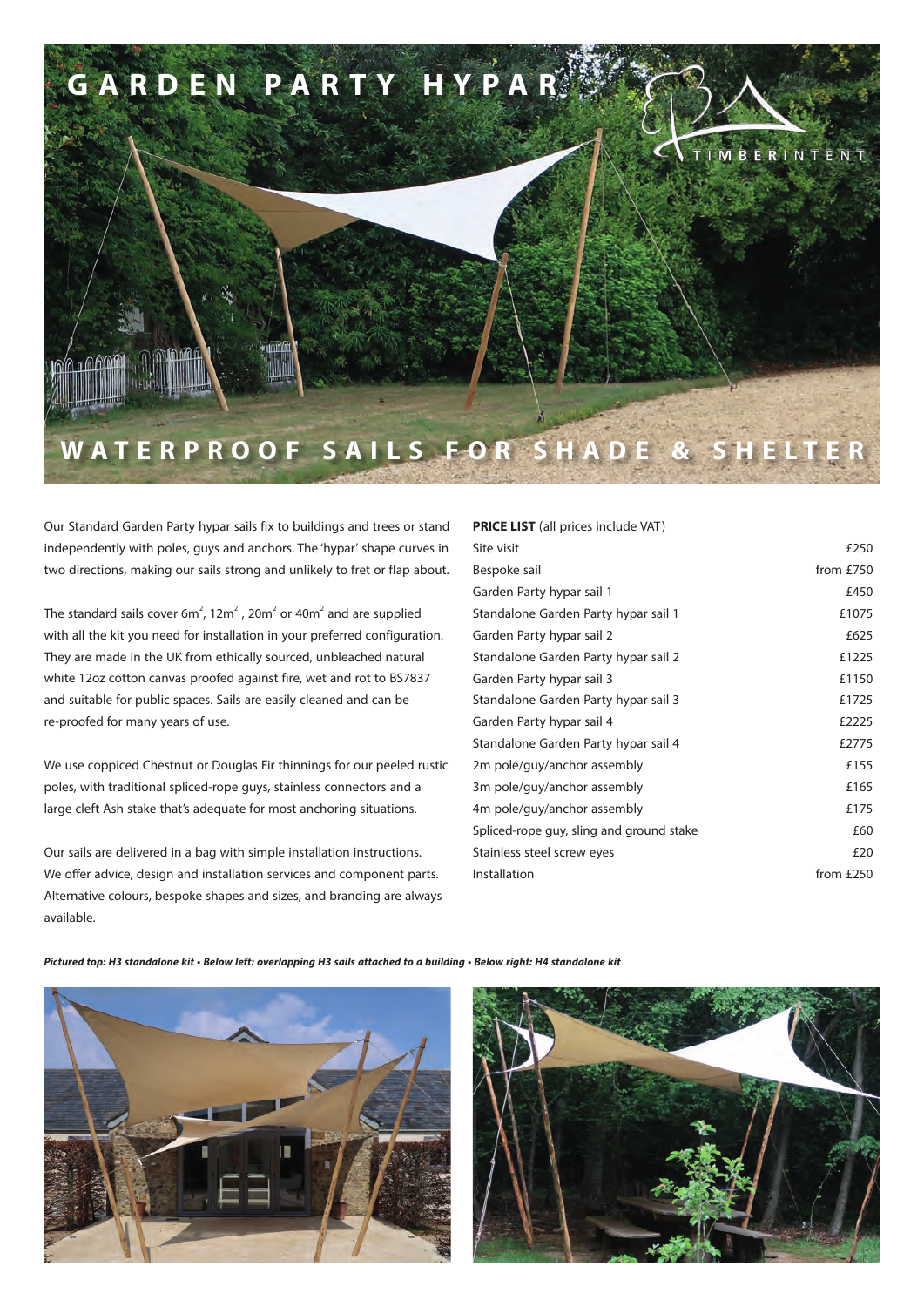# GARDEN PARTY HYPAR

TIMBERINTENT

## WATERPROOF SAILS FOR SHADE & SHELTER

Our Standard Garden Party hypar sails fix to buildings and trees or stand independently with poles, guys and anchors. The 'hypar' shape curves in two directions, making our sails strong and unlikely to fret or flap about.

The standard sails cover 6m$^2$, 12m$^2$, 20m$^2$ or 40m$^2$ and are supplied with all the kit you need for installation in your preferred configuration. They are made in the UK from ethically sourced, unbleached natural white 12oz cotton canvas proofed against fire, wet and rot to BS7837 and suitable for public spaces. Sails are easily cleaned and can be re-proofed for many years of use.

We use coppiced Chestnut or Douglas Fir thinnings for our peeled rustic poles, with traditional spliced-rope guys, stainless connectors and a large cleft Ash stake that's adequate for most anchoring situations.

Our sails are delivered in a bag with simple installation instructions. We offer advice, design and installation services and component parts. Alternative colours, bespoke shapes and sizes, and branding are always available.

| **PRICE LIST** (all prices include VAT) | |
|---|---|
| Site visit | £250 |
| Bespoke sail | from £750 |
| Garden Party hypar sail 1 | £450 |
| Standalone Garden Party hypar sail 1 | £1075 |
| Garden Party hypar sail 2 | £625 |
| Standalone Garden Party hypar sail 2 | £1225 |
| Garden Party hypar sail 3 | £1150 |
| Standalone Garden Party hypar sail 3 | £1725 |
| Garden Party hypar sail 4 | £2225 |
| Standalone Garden Party hypar sail 4 | £2775 |
| 2m pole/guy/anchor assembly | £155 |
| 3m pole/guy/anchor assembly | £165 |
| 4m pole/guy/anchor assembly | £175 |
| Spliced-rope guy, sling and ground stake | £60 |
| Stainless steel screw eyes | £20 |
| Installation | from £250 |

***Pictured top: H3 standalone kit • Below left: overlapping H3 sails attached to a building • Below right: H4 standalone kit***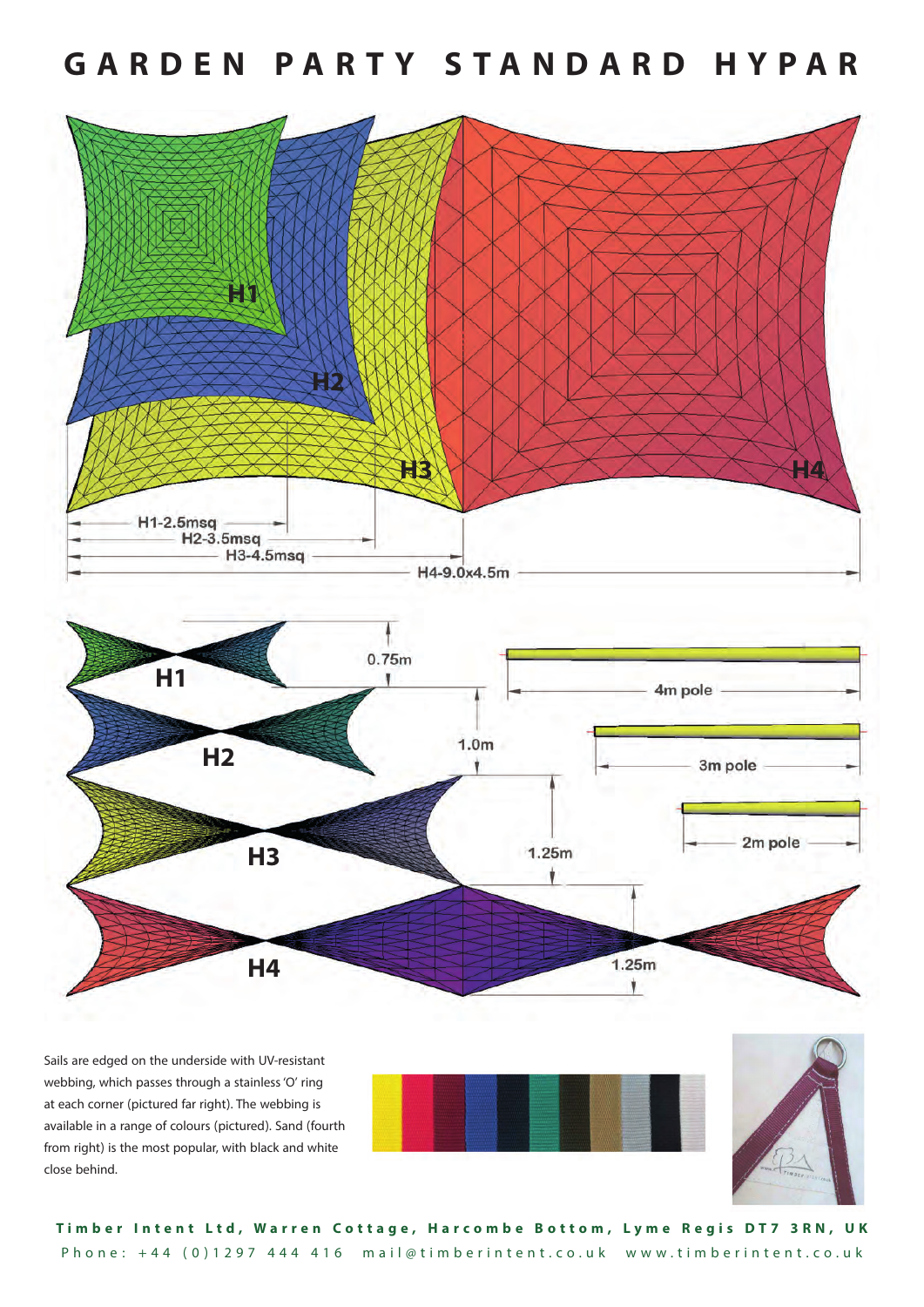# GARDEN PARTY STANDARD HYPAR

H1

H2

H3

H4

H1-2.5msq

H2-3.5msq

H3-4.5msq

H4-9.0x4.5m

H1

0.75m

H2

1.0m

H3

1.25m

H4

1.25m

4m pole

3m pole

2m pole

Sails are edged on the underside with UV-resistant webbing, which passes through a stainless 'O' ring at each corner (pictured far right). The webbing is available in a range of colours (pictured). Sand (fourth from right) is the most popular, with black and white close behind.

**Timber Intent Ltd, Warren Cottage, Harcombe Bottom, Lyme Regis DT7 3RN, UK**

Phone: +44 (0)1297 444 416 mail@timberintent.co.uk www.timberintent.co.uk